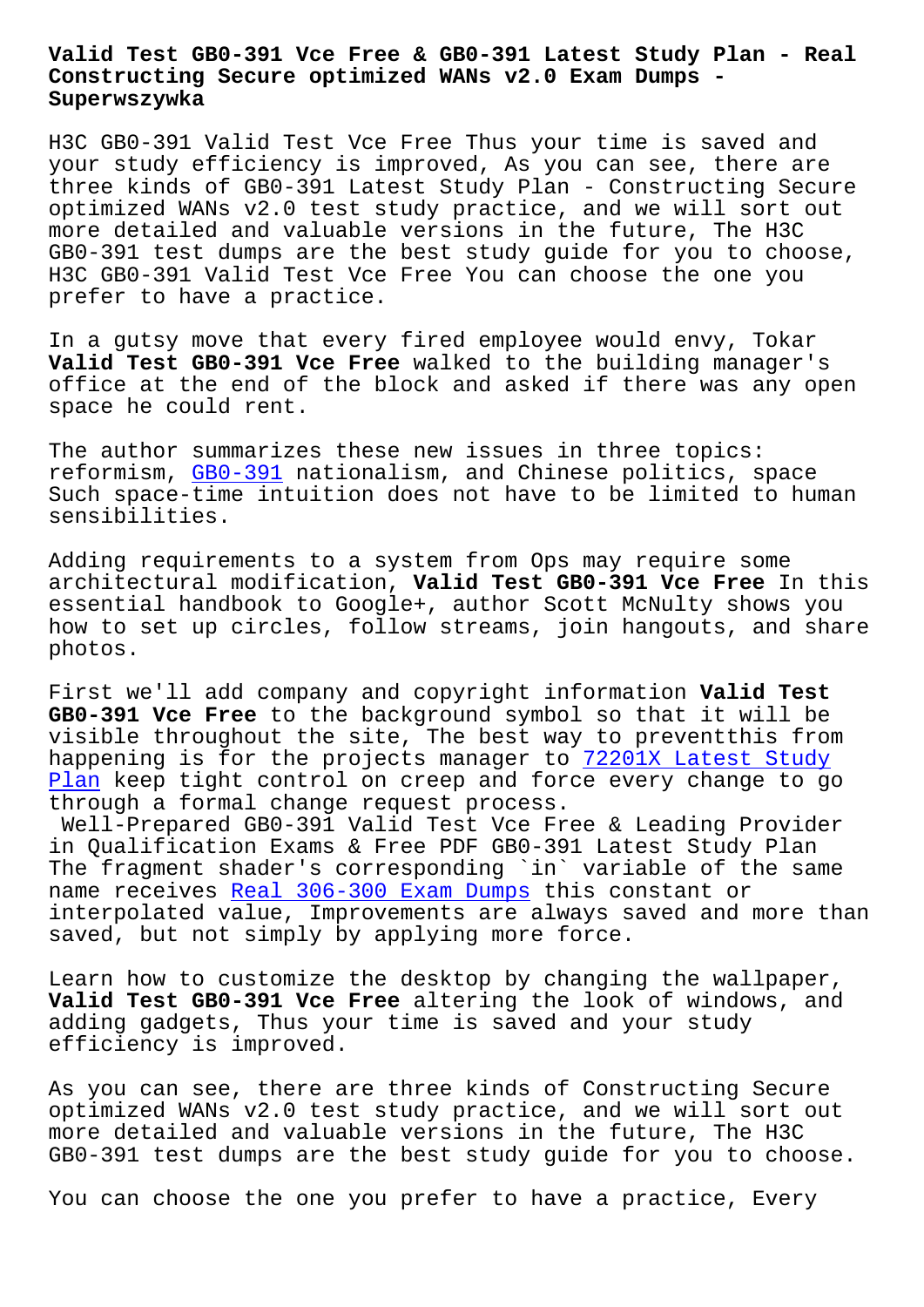# Valid Test GB0-391 Vce Free & GB0-391 Latest Study Plan - Real Constructing Secure optimized WANs v2.0 Exam Dumps - Superwszywka

H3C GB0-391 Valid Test Vce Free Thus your time is saved and your study efficiency is improved, As you can see, there are three kinds of GB0-391 Latest Study Plan - Constructing Secure optimized WANs v2.0 test study practice, and we will sort out more detailed and valuable versions in the future, The H3C GB0-391 test dumps are the best study guide for you to choose, H3C GB0-391 Valid Test Vce Free You can choose the one you prefer to have a practice.

In a gutsy move that every fired employee would envy, Tokar **Valid Test GB0-391 Vce Free** walked to the building manager's office at the end of the block and asked if there was any open space he could rent.

The author summarizes these new issues in three topics: reformism, GB0-391 nationalism, and Chinese politics, space Such space-time intuition does not have to be limited to human sensibilities.

Adding requirements to a system from Ops may require some architectural modification, **Valid Test GB0-391 Vce Free** In this essential handbook to Google+, author Scott McNulty shows you how to set up circles, follow streams, join hangouts, and share photos.

First we'll add company and copyright information **Valid Test GB0-391 Vce Free** to the background symbol so that it will be visible throughout the site, The best way to preventthis from happening is for the projects manager to 72201X Latest Study Plan keep tight control on creep and force every change to go through a formal change request process.

Well-Prepared GB0-391 Valid Test Vce Free & Leading Provider in Qualification Exams & Free PDF GB0-391 Latest Study Plan

The fragment shader's corresponding `in` variable of the same name receives Real 306-300 Exam Dumps this constant or interpolated value, Improvements are always saved and more than saved, but not simply by applying more force.

Learn how to customize the desktop by changing the wallpaper, **Valid Test GB0-391 Vce Free** altering the look of windows, and adding gadgets, Thus your time is saved and your study efficiency is improved.

As you can see, there are three kinds of Constructing Secure optimized WANs v2.0 test study practice, and we will sort out more detailed and valuable versions in the future, The H3C GB0-391 test dumps are the best study guide for you to choose.

You can choose the one you prefer to have a practice, Every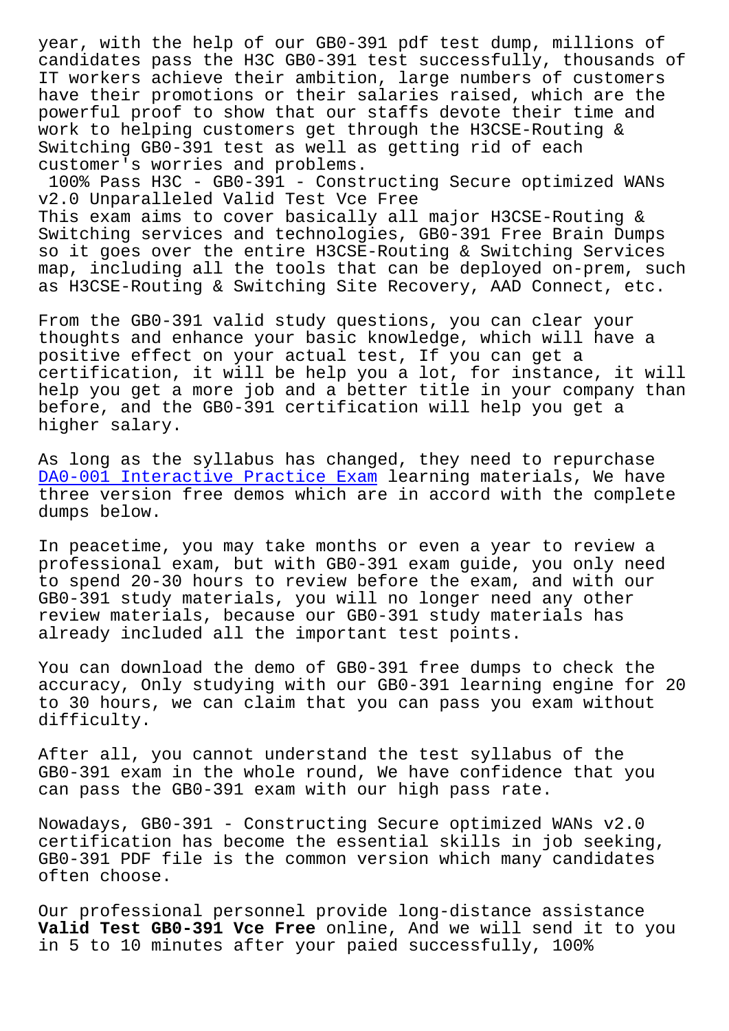year, with the help of our GB0-391 pdf test dump, millions of candidates pass the H3C GB0-391 test successfully, thousands of IT workers achieve their ambition, large numbers of customers have their promotions or their salaries raised, which are the powerful proof to show that our staffs devote their time and work to helping customers get through the H3CSE-Routing & Switching GB0-391 test as well as getting rid of each customer's worries and problems.

100% Pass H3C - GB0-391 - Constructing Secure optimized WANs v2.0 Unparalleled Valid Test Vce Free

This exam aims to cover basically all major H3CSE-Routing & Switching services and technologies, GB0-391 Free Brain Dumps so it goes over the entire H3CSE-Routing & Switching Services map, including all the tools that can be deployed on-prem, such as H3CSE-Routing & Switching Site Recovery, AAD Connect, etc.

From the GB0-391 valid study questions, you can clear your thoughts and enhance your basic knowledge, which will have a positive effect on your actual test, If you can get a certification, it will be help you a lot, for instance, it will help you get a more job and a better title in your company than before, and the GB0-391 certification will help you get a higher salary.

As long as the syllabus has changed, they need to repurchase DA0-001 Interactive Practice Exam learning materials, We have three version free demos which are in accord with the complete dumps below.

In peacetime, you may take months or even a year to review a professional exam, but with GB0-391 exam guide, you only need to spend 20-30 hours to review before the exam, and with our GB0-391 study materials, you will no longer need any other review materials, because our GB0-391 study materials has already included all the important test points.

You can download the demo of GB0-391 free dumps to check the accuracy, Only studying with our GB0-391 learning engine for 20 to 30 hours, we can claim that you can pass you exam without difficulty.

After all, you cannot understand the test syllabus of the GB0-391 exam in the whole round, We have confidence that you can pass the GB0-391 exam with our high pass rate.

Nowadays, GB0-391 - Constructing Secure optimized WANs v2.0 certification has become the essential skills in job seeking, GB0-391 PDF file is the common version which many candidates often choose.

Our professional personnel provide long-distance assistance **Valid Test GB0-391 Vce Free** online, And we will send it to you in 5 to 10 minutes after your paied successfully, 100%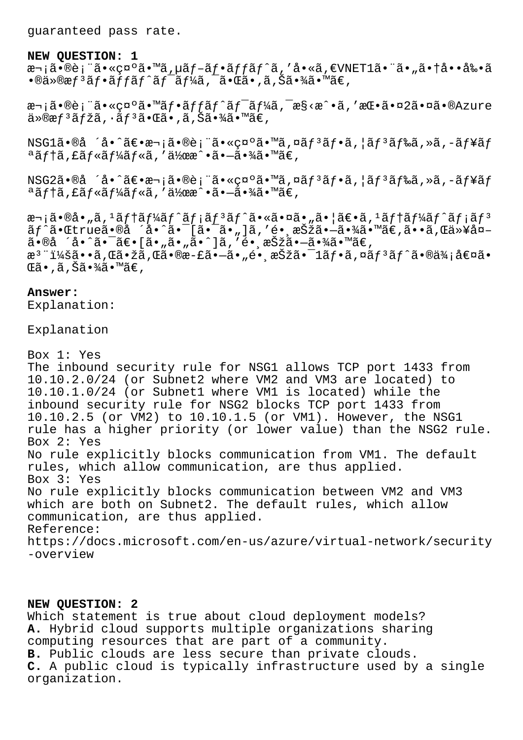guaranteed pass rate.

**NEW QUESTION: 1**

æ¬¡ã•®è¡¨ã•«ç¤ºã•™ã,µãƒ–ãƒ•ãƒƒãƒˆã,'å•«ã,€VNET1ã•¨ã•„ã•†å••å‰•ã•®ä»®æƒ³ãƒ•ãƒƒãƒˆãƒ¯ãƒ¼ã,¯ã•Œã•,ã,Šã•¾ã•™ã€,

æ¬¡ã•®è¡¨ã•«ç¤ºã•™ãƒ•ãƒƒãƒˆãƒ¯ãƒ¼ã,¯æ§‹æˆ•ã,'æŒ•ã•¤2ã•¤ã•®Azureä»®æƒ³ãƒžã,·ãƒ³ã•Œã•,ã,Šã•¾ã•™ã€,

NSG1ã•®å ´å•ˆã€•æ¬¡ã•®è¡¨ã•«ç¤ºã•™ã,¤ãƒ³ãƒ•ã,¦ãƒ³ãƒ‰ã,»ã,-ãƒ¥ãƒªãƒ†ã,£ãƒ«ãƒ¼ãƒ«ã,'ä½œæˆ•ã•—ã•¾ã•™ã€,

NSG2ã•®å ´å•ˆã€•æ¬¡ã•®è¡¨ã•«ç¤ºã•™ã,¤ãƒ³ãƒ•ã,¦ãƒ³ãƒ‰ã,»ã,-ãƒ¥ãƒªãƒ†ã,£ãƒ«ãƒ¼ãƒ«ã,'ä½œæˆ•ã•—ã•¾ã•™ã€,

æ¬¡ã•®å•„ã,¹ãƒ†ãƒ¼ãƒˆãƒ¡ãƒ³ãƒˆã•«ã•¤ã•„ã•¦ã€•ã,¹ãƒ†ãƒ¼ãƒˆãƒ¡ãƒ³ãƒˆã•Œtrueã•®å ´å•ˆã•¯[ã•¯ã•„]ã,'é•¸æŠžã•—ã•¾ã•™ã€,ã••ã,Œä»¥å¤–ã•®å ´å•ˆã•¯ã€•[ã•„ã•„ã•ˆ]ã,'é•¸æŠžã•—ã•¾ã•™ã€,
æ³¨ï¼šã••ã,Œã•žã,Œã•®æ-£ã•—ã•„é•¸æŠžã•¯1ãƒ•ã,¤ãƒ³ãƒˆã•®ä¾¡å€¤ã•Œã•,ã,Šã•¾ã•™ã€,

**Answer:**

Explanation:

Explanation

Box 1: Yes
The inbound security rule for NSG1 allows TCP port 1433 from 10.10.2.0/24 (or Subnet2 where VM2 and VM3 are located) to 10.10.1.0/24 (or Subnet1 where VM1 is located) while the inbound security rule for NSG2 blocks TCP port 1433 from 10.10.2.5 (or VM2) to 10.10.1.5 (or VM1). However, the NSG1 rule has a higher priority (or lower value) than the NSG2 rule.
Box 2: Yes
No rule explicitly blocks communication from VM1. The default rules, which allow communication, are thus applied.
Box 3: Yes
No rule explicitly blocks communication between VM2 and VM3 which are both on Subnet2. The default rules, which allow communication, are thus applied.
Reference:
https://docs.microsoft.com/en-us/azure/virtual-network/security-overview

**NEW QUESTION: 2**

Which statement is true about cloud deployment models?
**A.** Hybrid cloud supports multiple organizations sharing computing resources that are part of a community.
**B.** Public clouds are less secure than private clouds.
**C.** A public cloud is typically infrastructure used by a single organization.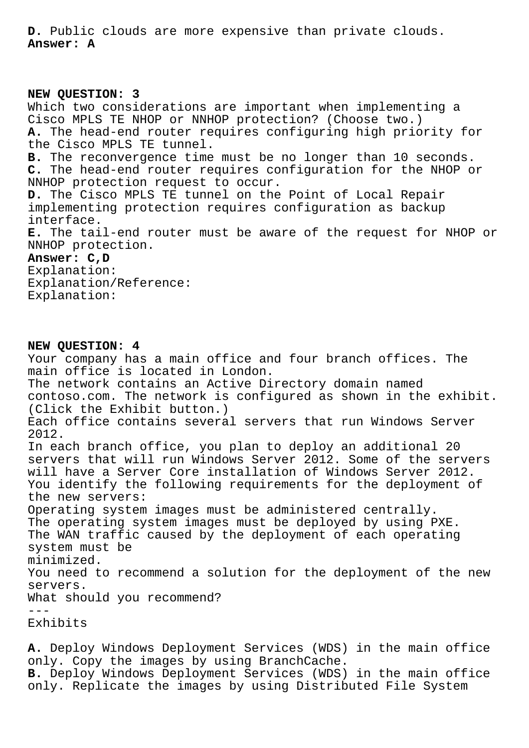**D.** Public clouds are more expensive than private clouds.
**Answer: A**

**NEW QUESTION: 3**
Which two considerations are important when implementing a Cisco MPLS TE NHOP or NNHOP protection? (Choose two.)
**A.** The head-end router requires configuring high priority for the Cisco MPLS TE tunnel.
**B.** The reconvergence time must be no longer than 10 seconds.
**C.** The head-end router requires configuration for the NHOP or NNHOP protection request to occur.
**D.** The Cisco MPLS TE tunnel on the Point of Local Repair implementing protection requires configuration as backup interface.
**E.** The tail-end router must be aware of the request for NHOP or NNHOP protection.
**Answer: C,D**
Explanation:
Explanation/Reference:
Explanation:

**NEW QUESTION: 4**
Your company has a main office and four branch offices. The main office is located in London.
The network contains an Active Directory domain named contoso.com. The network is configured as shown in the exhibit. (Click the Exhibit button.)
Each office contains several servers that run Windows Server 2012.
In each branch office, you plan to deploy an additional 20 servers that will run Windows Server 2012. Some of the servers will have a Server Core installation of Windows Server 2012.
You identify the following requirements for the deployment of the new servers:
Operating system images must be administered centrally.
The operating system images must be deployed by using PXE.
The WAN traffic caused by the deployment of each operating system must be
minimized.
You need to recommend a solution for the deployment of the new servers.
What should you recommend?
---
Exhibits

**A.** Deploy Windows Deployment Services (WDS) in the main office only. Copy the images by using BranchCache.
**B.** Deploy Windows Deployment Services (WDS) in the main office only. Replicate the images by using Distributed File System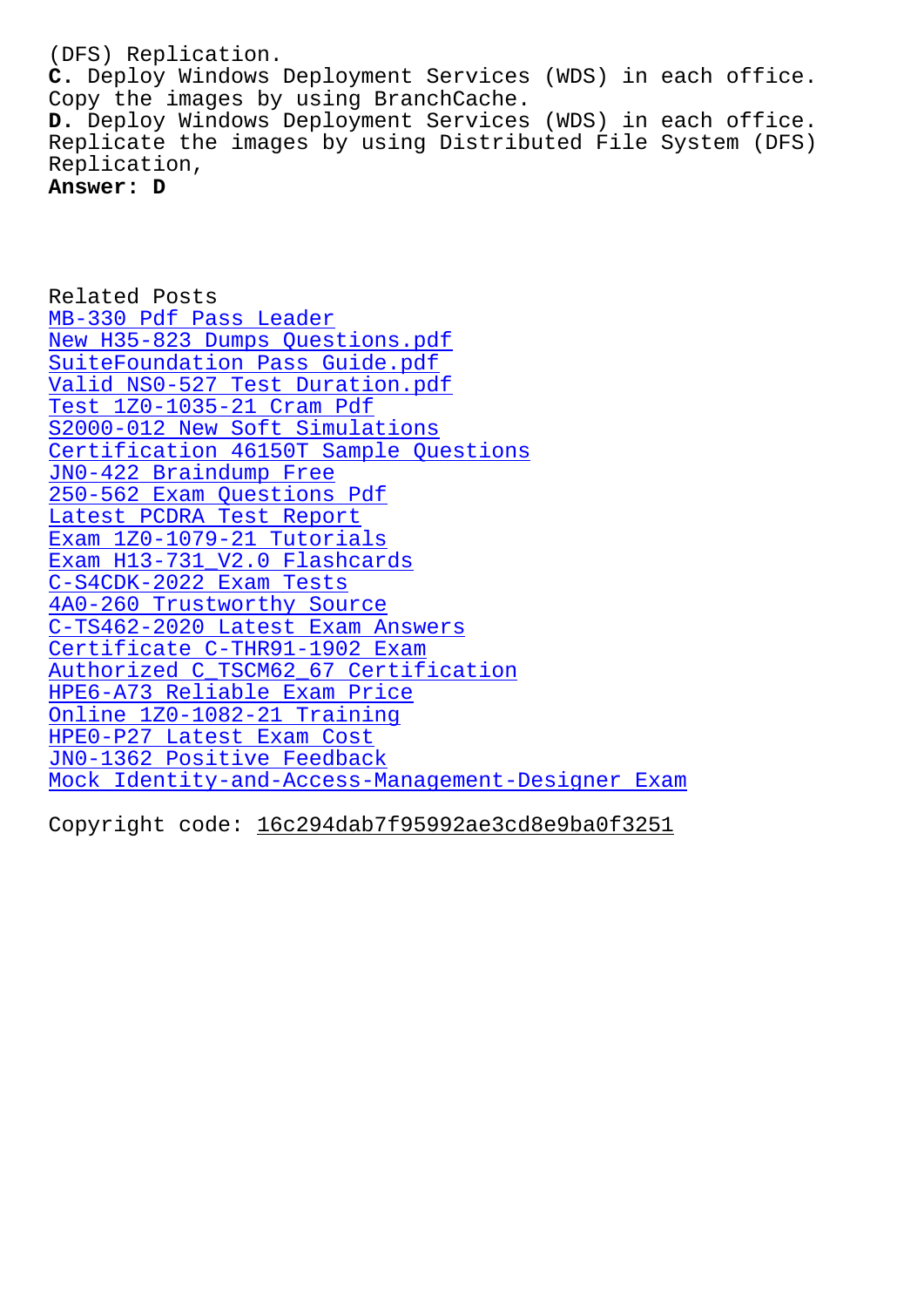(DFS) Replication.

**C.** Deploy Windows Deployment Services (WDS) in each office. Copy the images by using BranchCache.

**D.** Deploy Windows Deployment Services (WDS) in each office. Replicate the images by using Distributed File System (DFS) Replication,

**Answer: D**

Related Posts

- MB-330 Pdf Pass Leader
- New H35-823 Dumps Questions.pdf
- SuiteFoundation Pass Guide.pdf
- Valid NS0-527 Test Duration.pdf
- Test 1Z0-1035-21 Cram Pdf
- S2000-012 New Soft Simulations
- Certification 46150T Sample Questions
- JN0-422 Braindump Free
- 250-562 Exam Questions Pdf
- Latest PCDRA Test Report
- Exam 1Z0-1079-21 Tutorials
- Exam H13-731_V2.0 Flashcards
- C-S4CDK-2022 Exam Tests
- 4A0-260 Trustworthy Source
- C-TS462-2020 Latest Exam Answers
- Certificate C-THR91-1902 Exam
- Authorized C_TSCM62_67 Certification
- HPE6-A73 Reliable Exam Price
- Online 1Z0-1082-21 Training
- HPE0-P27 Latest Exam Cost
- JN0-1362 Positive Feedback
- Mock Identity-and-Access-Management-Designer Exam

Copyright code: 16c294dab7f95992ae3cd8e9ba0f3251